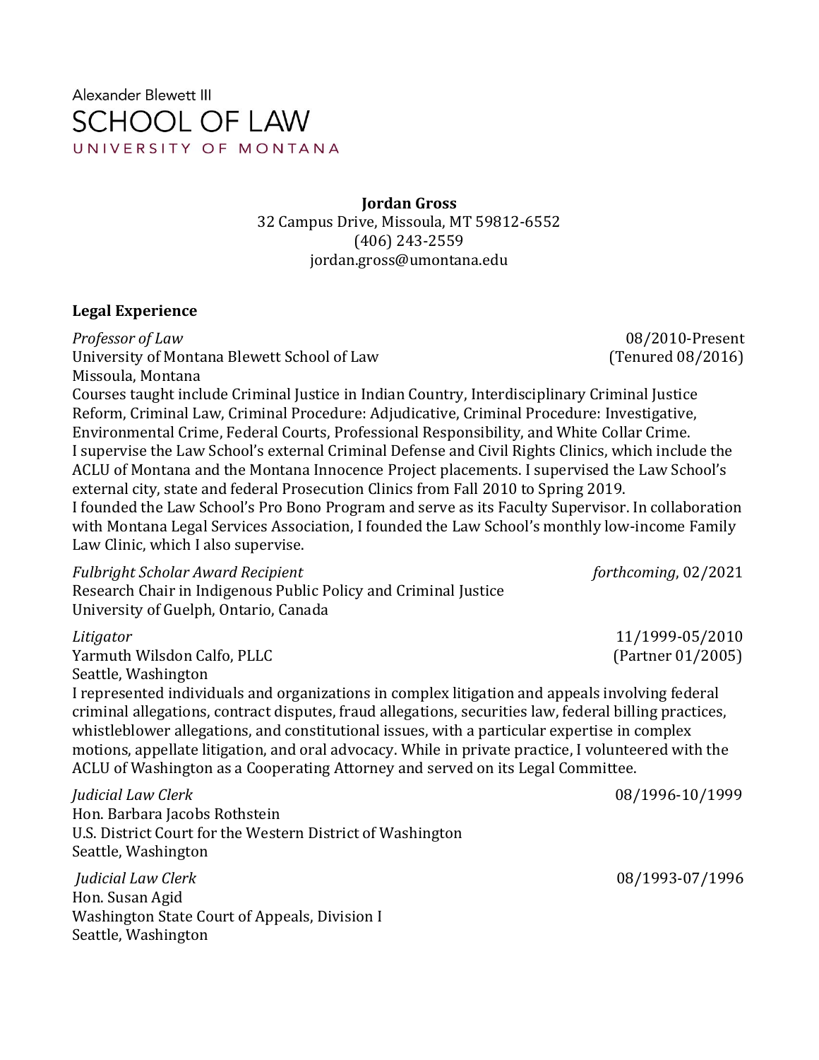Alexander Blewett III
SCHOOL OF LAW
UNIVERSITY OF MONTANA

**Jordan Gross**
32 Campus Drive, Missoula, MT 59812-6552
(406) 243-2559
jordan.gross@umontana.edu

## Legal Experience

*Professor of Law* 08/2010-Present
University of Montana Blewett School of Law (Tenured 08/2016)
Missoula, Montana
Courses taught include Criminal Justice in Indian Country, Interdisciplinary Criminal Justice Reform, Criminal Law, Criminal Procedure: Adjudicative, Criminal Procedure: Investigative, Environmental Crime, Federal Courts, Professional Responsibility, and White Collar Crime.
I supervise the Law School's external Criminal Defense and Civil Rights Clinics, which include the ACLU of Montana and the Montana Innocence Project placements. I supervised the Law School's external city, state and federal Prosecution Clinics from Fall 2010 to Spring 2019.
I founded the Law School's Pro Bono Program and serve as its Faculty Supervisor. In collaboration with Montana Legal Services Association, I founded the Law School's monthly low-income Family Law Clinic, which I also supervise.

*Fulbright Scholar Award Recipient* *forthcoming*, 02/2021
Research Chair in Indigenous Public Policy and Criminal Justice
University of Guelph, Ontario, Canada

*Litigator* 11/1999-05/2010
Yarmuth Wilsdon Calfo, PLLC (Partner 01/2005)
Seattle, Washington
I represented individuals and organizations in complex litigation and appeals involving federal criminal allegations, contract disputes, fraud allegations, securities law, federal billing practices, whistleblower allegations, and constitutional issues, with a particular expertise in complex motions, appellate litigation, and oral advocacy. While in private practice, I volunteered with the ACLU of Washington as a Cooperating Attorney and served on its Legal Committee.

*Judicial Law Clerk* 08/1996-10/1999
Hon. Barbara Jacobs Rothstein
U.S. District Court for the Western District of Washington
Seattle, Washington

*Judicial Law Clerk* 08/1993-07/1996
Hon. Susan Agid
Washington State Court of Appeals, Division I
Seattle, Washington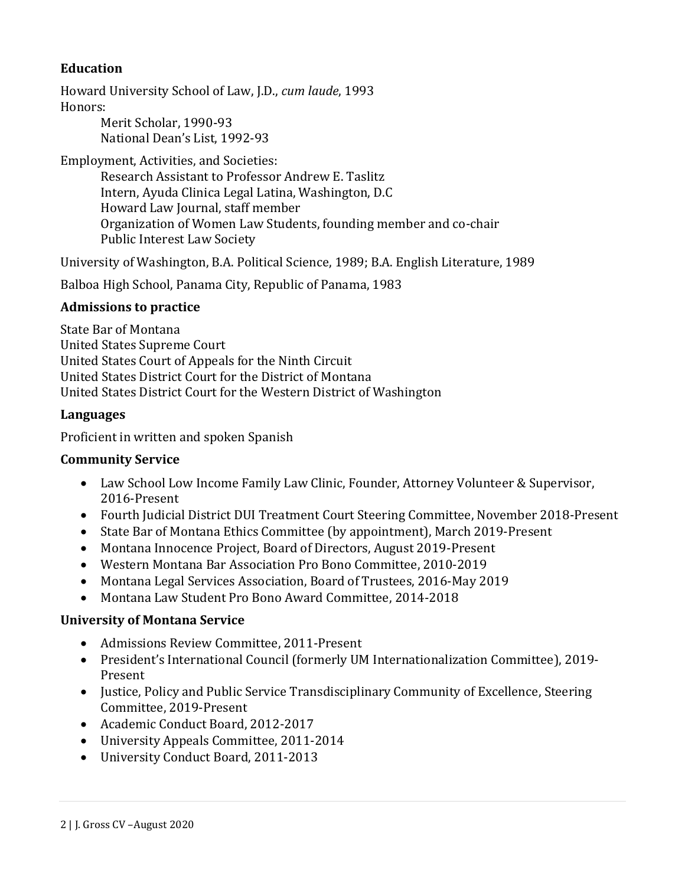## Education

Howard University School of Law, J.D., *cum laude*, 1993

Honors:

- Merit Scholar, 1990-93
- National Dean's List, 1992-93

Employment, Activities, and Societies:

- Research Assistant to Professor Andrew E. Taslitz
- Intern, Ayuda Clinica Legal Latina, Washington, D.C
- Howard Law Journal, staff member
- Organization of Women Law Students, founding member and co-chair
- Public Interest Law Society

University of Washington, B.A. Political Science, 1989; B.A. English Literature, 1989

Balboa High School, Panama City, Republic of Panama, 1983

## Admissions to practice

State Bar of Montana
United States Supreme Court
United States Court of Appeals for the Ninth Circuit
United States District Court for the District of Montana
United States District Court for the Western District of Washington

## Languages

Proficient in written and spoken Spanish

## Community Service

- Law School Low Income Family Law Clinic, Founder, Attorney Volunteer & Supervisor, 2016-Present
- Fourth Judicial District DUI Treatment Court Steering Committee, November 2018-Present
- State Bar of Montana Ethics Committee (by appointment), March 2019-Present
- Montana Innocence Project, Board of Directors, August 2019-Present
- Western Montana Bar Association Pro Bono Committee, 2010-2019
- Montana Legal Services Association, Board of Trustees, 2016-May 2019
- Montana Law Student Pro Bono Award Committee, 2014-2018

## University of Montana Service

- Admissions Review Committee, 2011-Present
- President's International Council (formerly UM Internationalization Committee), 2019-Present
- Justice, Policy and Public Service Transdisciplinary Community of Excellence, Steering Committee, 2019-Present
- Academic Conduct Board, 2012-2017
- University Appeals Committee, 2011-2014
- University Conduct Board, 2011-2013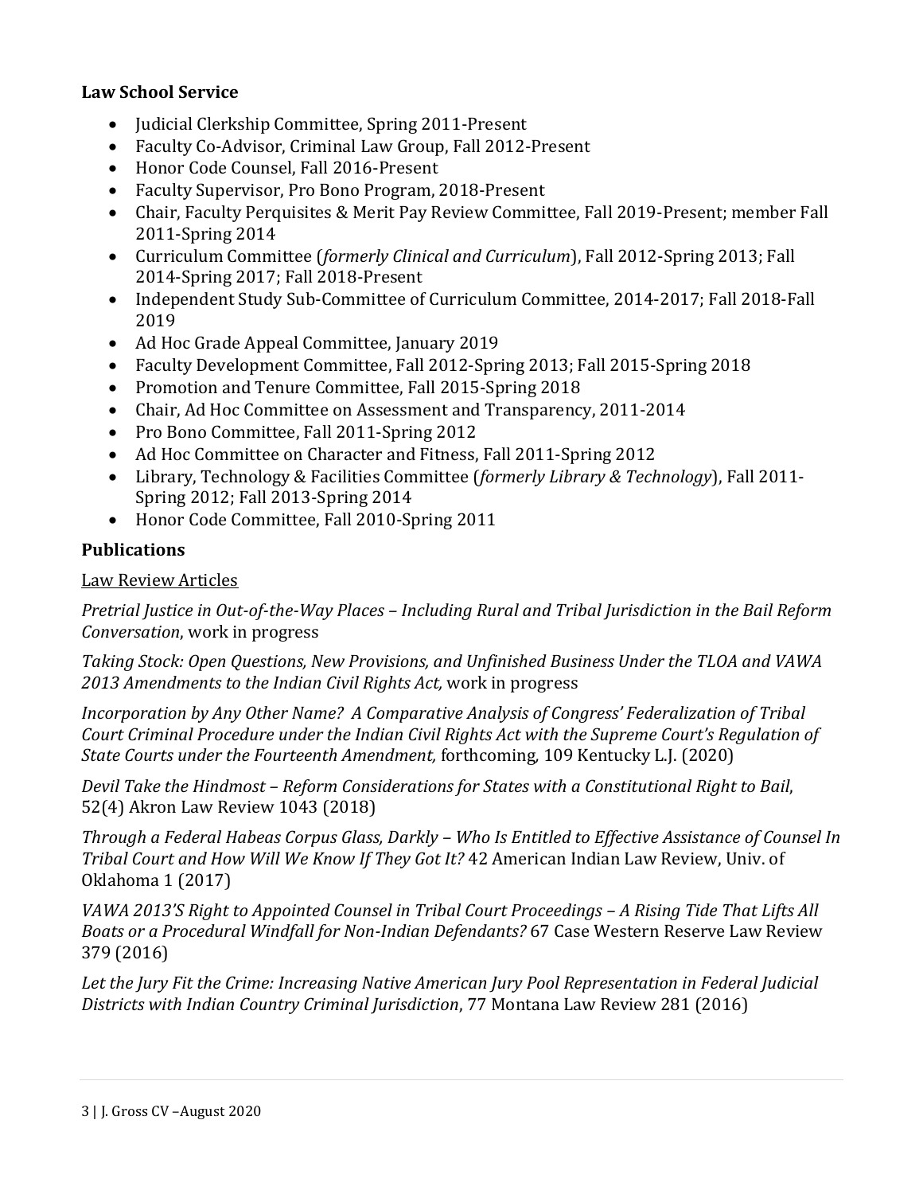**Law School Service**

- Judicial Clerkship Committee, Spring 2011-Present
- Faculty Co-Advisor, Criminal Law Group, Fall 2012-Present
- Honor Code Counsel, Fall 2016-Present
- Faculty Supervisor, Pro Bono Program, 2018-Present
- Chair, Faculty Perquisites & Merit Pay Review Committee, Fall 2019-Present; member Fall 2011-Spring 2014
- Curriculum Committee (*formerly Clinical and Curriculum*), Fall 2012-Spring 2013; Fall 2014-Spring 2017; Fall 2018-Present
- Independent Study Sub-Committee of Curriculum Committee, 2014-2017; Fall 2018-Fall 2019
- Ad Hoc Grade Appeal Committee, January 2019
- Faculty Development Committee, Fall 2012-Spring 2013; Fall 2015-Spring 2018
- Promotion and Tenure Committee, Fall 2015-Spring 2018
- Chair, Ad Hoc Committee on Assessment and Transparency, 2011-2014
- Pro Bono Committee, Fall 2011-Spring 2012
- Ad Hoc Committee on Character and Fitness, Fall 2011-Spring 2012
- Library, Technology & Facilities Committee (*formerly Library & Technology*), Fall 2011-Spring 2012; Fall 2013-Spring 2014
- Honor Code Committee, Fall 2010-Spring 2011

**Publications**

Law Review Articles

*Pretrial Justice in Out-of-the-Way Places – Including Rural and Tribal Jurisdiction in the Bail Reform Conversation*, work in progress

*Taking Stock: Open Questions, New Provisions, and Unfinished Business Under the TLOA and VAWA 2013 Amendments to the Indian Civil Rights Act,* work in progress

*Incorporation by Any Other Name? A Comparative Analysis of Congress' Federalization of Tribal Court Criminal Procedure under the Indian Civil Rights Act with the Supreme Court's Regulation of State Courts under the Fourteenth Amendment,* forthcoming, 109 Kentucky L.J. (2020)

*Devil Take the Hindmost – Reform Considerations for States with a Constitutional Right to Bail*, 52(4) Akron Law Review 1043 (2018)

*Through a Federal Habeas Corpus Glass, Darkly – Who Is Entitled to Effective Assistance of Counsel In Tribal Court and How Will We Know If They Got It?* 42 American Indian Law Review, Univ. of Oklahoma 1 (2017)

*VAWA 2013'S Right to Appointed Counsel in Tribal Court Proceedings – A Rising Tide That Lifts All Boats or a Procedural Windfall for Non-Indian Defendants?* 67 Case Western Reserve Law Review 379 (2016)

*Let the Jury Fit the Crime: Increasing Native American Jury Pool Representation in Federal Judicial Districts with Indian Country Criminal Jurisdiction*, 77 Montana Law Review 281 (2016)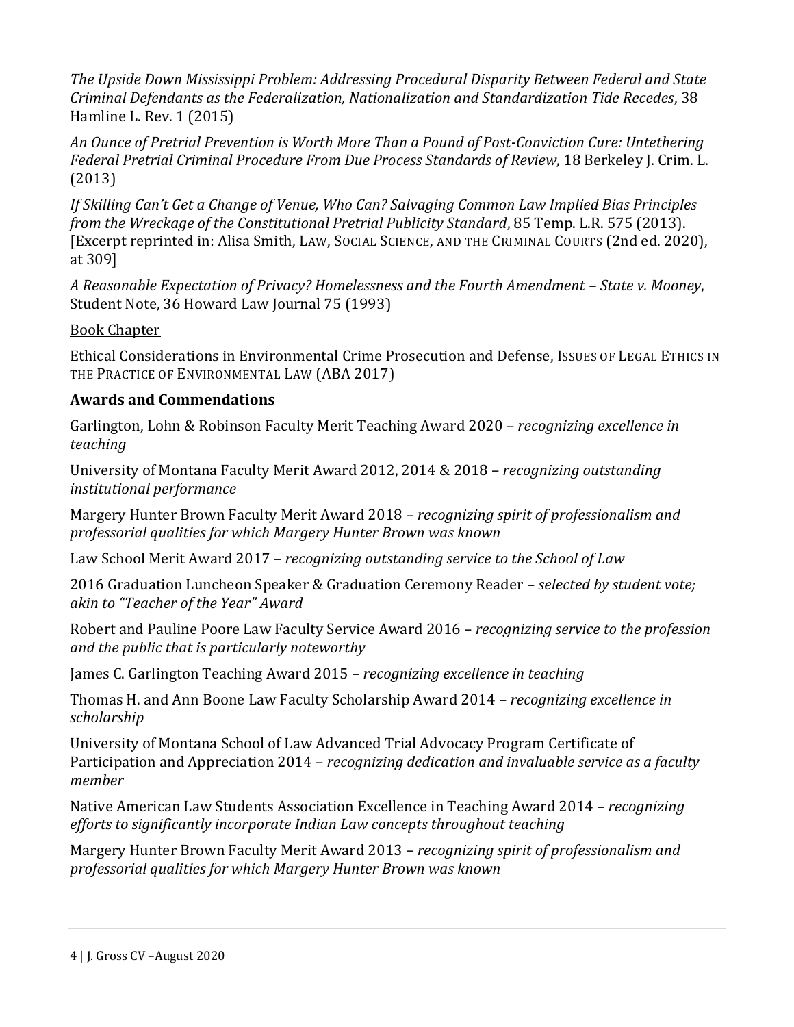*The Upside Down Mississippi Problem: Addressing Procedural Disparity Between Federal and State Criminal Defendants as the Federalization, Nationalization and Standardization Tide Recedes*, 38 Hamline L. Rev. 1 (2015)

*An Ounce of Pretrial Prevention is Worth More Than a Pound of Post-Conviction Cure: Untethering Federal Pretrial Criminal Procedure From Due Process Standards of Review*, 18 Berkeley J. Crim. L. (2013)

*If Skilling Can't Get a Change of Venue, Who Can? Salvaging Common Law Implied Bias Principles from the Wreckage of the Constitutional Pretrial Publicity Standard*, 85 Temp. L.R. 575 (2013). [Excerpt reprinted in: Alisa Smith, LAW, SOCIAL SCIENCE, AND THE CRIMINAL COURTS (2nd ed. 2020), at 309]

*A Reasonable Expectation of Privacy? Homelessness and the Fourth Amendment – State v. Mooney*, Student Note, 36 Howard Law Journal 75 (1993)

Book Chapter

Ethical Considerations in Environmental Crime Prosecution and Defense, ISSUES OF LEGAL ETHICS IN THE PRACTICE OF ENVIRONMENTAL LAW (ABA 2017)

**Awards and Commendations**

Garlington, Lohn & Robinson Faculty Merit Teaching Award 2020 – *recognizing excellence in teaching*

University of Montana Faculty Merit Award 2012, 2014 & 2018 – *recognizing outstanding institutional performance*

Margery Hunter Brown Faculty Merit Award 2018 – *recognizing spirit of professionalism and professorial qualities for which Margery Hunter Brown was known*

Law School Merit Award 2017 – *recognizing outstanding service to the School of Law*

2016 Graduation Luncheon Speaker & Graduation Ceremony Reader – *selected by student vote; akin to "Teacher of the Year" Award*

Robert and Pauline Poore Law Faculty Service Award 2016 – *recognizing service to the profession and the public that is particularly noteworthy*

James C. Garlington Teaching Award 2015 – *recognizing excellence in teaching*

Thomas H. and Ann Boone Law Faculty Scholarship Award 2014 – *recognizing excellence in scholarship*

University of Montana School of Law Advanced Trial Advocacy Program Certificate of Participation and Appreciation 2014 – *recognizing dedication and invaluable service as a faculty member*

Native American Law Students Association Excellence in Teaching Award 2014 – *recognizing efforts to significantly incorporate Indian Law concepts throughout teaching*

Margery Hunter Brown Faculty Merit Award 2013 – *recognizing spirit of professionalism and professorial qualities for which Margery Hunter Brown was known*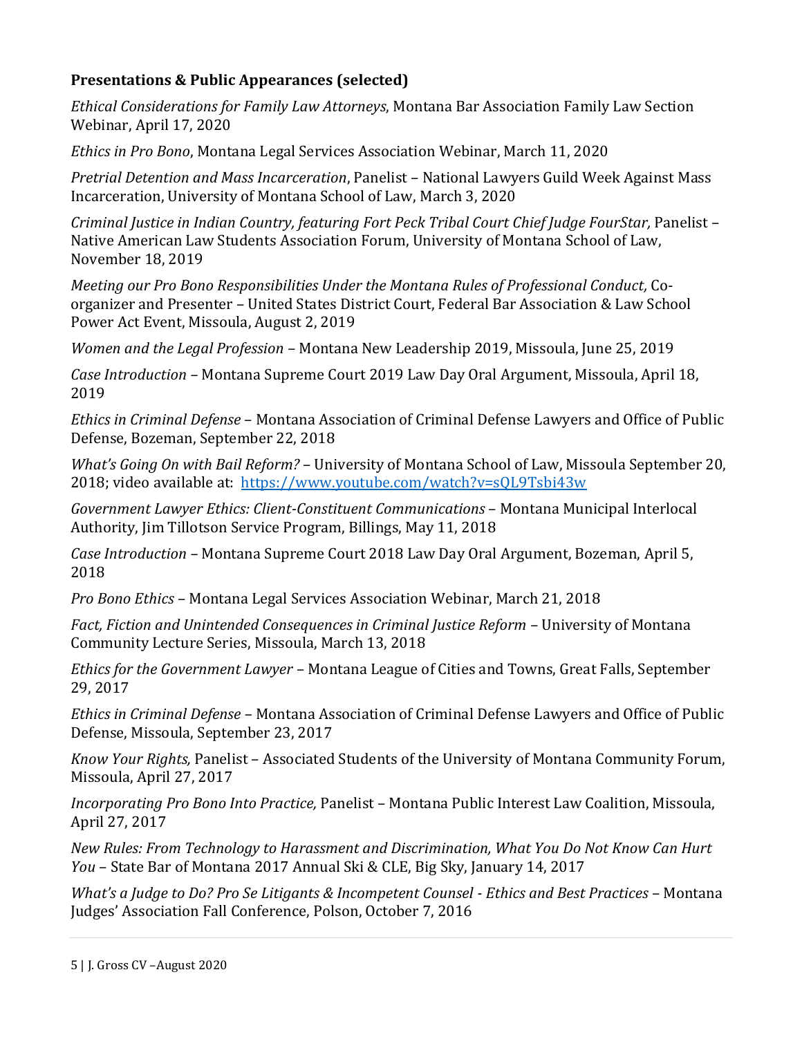**Presentations & Public Appearances (selected)**

*Ethical Considerations for Family Law Attorneys*, Montana Bar Association Family Law Section Webinar, April 17, 2020

*Ethics in Pro Bono*, Montana Legal Services Association Webinar, March 11, 2020

*Pretrial Detention and Mass Incarceration*, Panelist – National Lawyers Guild Week Against Mass Incarceration, University of Montana School of Law, March 3, 2020

*Criminal Justice in Indian Country, featuring Fort Peck Tribal Court Chief Judge FourStar,* Panelist – Native American Law Students Association Forum, University of Montana School of Law, November 18, 2019

*Meeting our Pro Bono Responsibilities Under the Montana Rules of Professional Conduct,* Co-organizer and Presenter – United States District Court, Federal Bar Association & Law School Power Act Event, Missoula, August 2, 2019

*Women and the Legal Profession* – Montana New Leadership 2019, Missoula, June 25, 2019

*Case Introduction* – Montana Supreme Court 2019 Law Day Oral Argument, Missoula, April 18, 2019

*Ethics in Criminal Defense* – Montana Association of Criminal Defense Lawyers and Office of Public Defense, Bozeman, September 22, 2018

*What's Going On with Bail Reform?* – University of Montana School of Law, Missoula September 20, 2018; video available at: https://www.youtube.com/watch?v=sQL9Tsbi43w

*Government Lawyer Ethics: Client-Constituent Communications* – Montana Municipal Interlocal Authority, Jim Tillotson Service Program, Billings, May 11, 2018

*Case Introduction* – Montana Supreme Court 2018 Law Day Oral Argument, Bozeman, April 5, 2018

*Pro Bono Ethics* – Montana Legal Services Association Webinar, March 21, 2018

*Fact, Fiction and Unintended Consequences in Criminal Justice Reform* – University of Montana Community Lecture Series, Missoula, March 13, 2018

*Ethics for the Government Lawyer* – Montana League of Cities and Towns, Great Falls, September 29, 2017

*Ethics in Criminal Defense* – Montana Association of Criminal Defense Lawyers and Office of Public Defense, Missoula, September 23, 2017

*Know Your Rights,* Panelist – Associated Students of the University of Montana Community Forum, Missoula, April 27, 2017

*Incorporating Pro Bono Into Practice,* Panelist – Montana Public Interest Law Coalition, Missoula, April 27, 2017

*New Rules: From Technology to Harassment and Discrimination, What You Do Not Know Can Hurt You* – State Bar of Montana 2017 Annual Ski & CLE, Big Sky, January 14, 2017

*What's a Judge to Do? Pro Se Litigants & Incompetent Counsel - Ethics and Best Practices* – Montana Judges' Association Fall Conference, Polson, October 7, 2016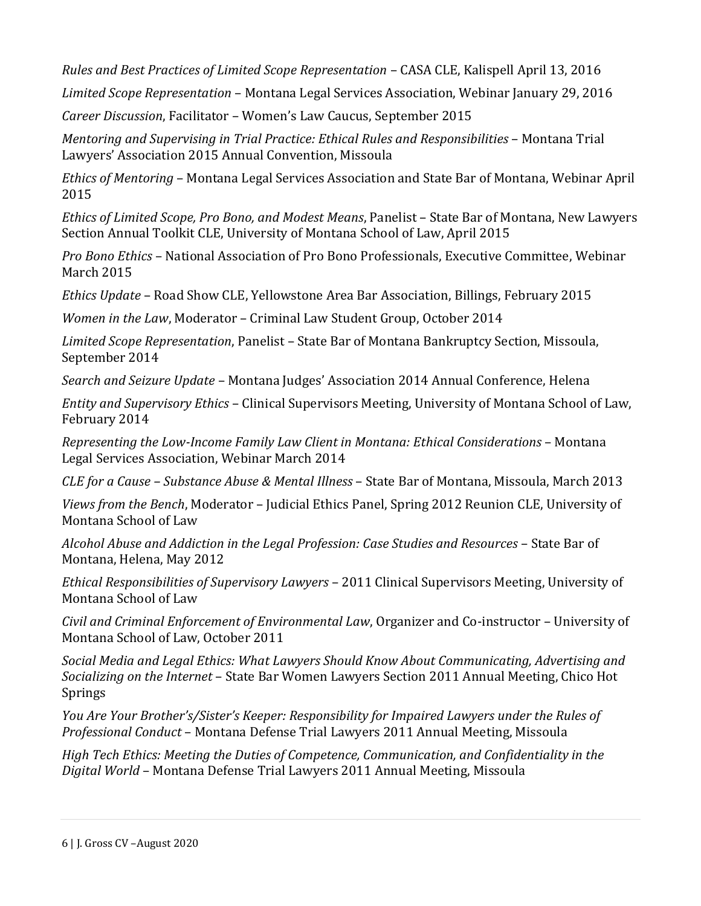*Rules and Best Practices of Limited Scope Representation* – CASA CLE, Kalispell April 13, 2016

*Limited Scope Representation* – Montana Legal Services Association, Webinar January 29, 2016

*Career Discussion*, Facilitator – Women's Law Caucus, September 2015

*Mentoring and Supervising in Trial Practice: Ethical Rules and Responsibilities* – Montana Trial Lawyers' Association 2015 Annual Convention, Missoula

*Ethics of Mentoring* – Montana Legal Services Association and State Bar of Montana, Webinar April 2015

*Ethics of Limited Scope, Pro Bono, and Modest Means*, Panelist – State Bar of Montana, New Lawyers Section Annual Toolkit CLE, University of Montana School of Law, April 2015

*Pro Bono Ethics* – National Association of Pro Bono Professionals, Executive Committee, Webinar March 2015

*Ethics Update* – Road Show CLE, Yellowstone Area Bar Association, Billings, February 2015

*Women in the Law*, Moderator – Criminal Law Student Group, October 2014

*Limited Scope Representation*, Panelist – State Bar of Montana Bankruptcy Section, Missoula, September 2014

*Search and Seizure Update* – Montana Judges' Association 2014 Annual Conference, Helena

*Entity and Supervisory Ethics* – Clinical Supervisors Meeting, University of Montana School of Law, February 2014

*Representing the Low-Income Family Law Client in Montana: Ethical Considerations* – Montana Legal Services Association, Webinar March 2014

*CLE for a Cause – Substance Abuse & Mental Illness* – State Bar of Montana, Missoula, March 2013

*Views from the Bench*, Moderator – Judicial Ethics Panel, Spring 2012 Reunion CLE, University of Montana School of Law

*Alcohol Abuse and Addiction in the Legal Profession: Case Studies and Resources* – State Bar of Montana, Helena, May 2012

*Ethical Responsibilities of Supervisory Lawyers* – 2011 Clinical Supervisors Meeting, University of Montana School of Law

*Civil and Criminal Enforcement of Environmental Law*, Organizer and Co-instructor – University of Montana School of Law, October 2011

*Social Media and Legal Ethics: What Lawyers Should Know About Communicating, Advertising and Socializing on the Internet* – State Bar Women Lawyers Section 2011 Annual Meeting, Chico Hot Springs

*You Are Your Brother's/Sister's Keeper: Responsibility for Impaired Lawyers under the Rules of Professional Conduct* – Montana Defense Trial Lawyers 2011 Annual Meeting, Missoula

*High Tech Ethics: Meeting the Duties of Competence, Communication, and Confidentiality in the Digital World* – Montana Defense Trial Lawyers 2011 Annual Meeting, Missoula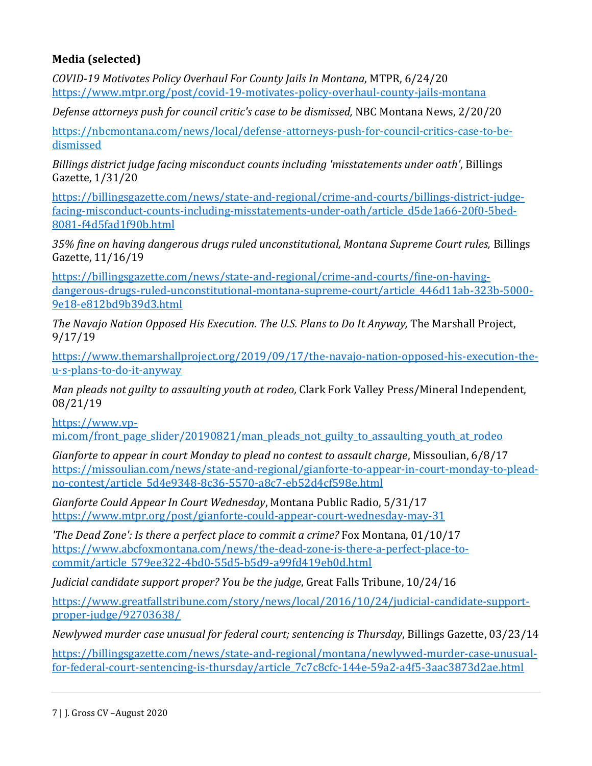**Media (selected)**

*COVID-19 Motivates Policy Overhaul For County Jails In Montana*, MTPR, 6/24/20
https://www.mtpr.org/post/covid-19-motivates-policy-overhaul-county-jails-montana

*Defense attorneys push for council critic's case to be dismissed,* NBC Montana News, 2/20/20

https://nbcmontana.com/news/local/defense-attorneys-push-for-council-critics-case-to-be-dismissed

*Billings district judge facing misconduct counts including 'misstatements under oath'*, Billings Gazette, 1/31/20

https://billingsgazette.com/news/state-and-regional/crime-and-courts/billings-district-judge-facing-misconduct-counts-including-misstatements-under-oath/article_d5de1a66-20f0-5bed-8081-f4d5fad1f90b.html

*35% fine on having dangerous drugs ruled unconstitutional, Montana Supreme Court rules,* Billings Gazette, 11/16/19

https://billingsgazette.com/news/state-and-regional/crime-and-courts/fine-on-having-dangerous-drugs-ruled-unconstitutional-montana-supreme-court/article_446d11ab-323b-5000-9e18-e812bd9b39d3.html

*The Navajo Nation Opposed His Execution. The U.S. Plans to Do It Anyway,* The Marshall Project, 9/17/19

https://www.themarshallproject.org/2019/09/17/the-navajo-nation-opposed-his-execution-the-u-s-plans-to-do-it-anyway

*Man pleads not guilty to assaulting youth at rodeo,* Clark Fork Valley Press/Mineral Independent, 08/21/19

https://www.vp-mi.com/front_page_slider/20190821/man_pleads_not_guilty_to_assaulting_youth_at_rodeo

*Gianforte to appear in court Monday to plead no contest to assault charge*, Missoulian, 6/8/17
https://missoulian.com/news/state-and-regional/gianforte-to-appear-in-court-monday-to-plead-no-contest/article_5d4e9348-8c36-5570-a8c7-eb52d4cf598e.html

*Gianforte Could Appear In Court Wednesday*, Montana Public Radio, 5/31/17
https://www.mtpr.org/post/gianforte-could-appear-court-wednesday-may-31

*'The Dead Zone': Is there a perfect place to commit a crime?* Fox Montana, 01/10/17
https://www.abcfoxmontana.com/news/the-dead-zone-is-there-a-perfect-place-to-commit/article_579ee322-4bd0-55d5-b5d9-a99fd419eb0d.html

*Judicial candidate support proper? You be the judge*, Great Falls Tribune, 10/24/16

https://www.greatfallstribune.com/story/news/local/2016/10/24/judicial-candidate-support-proper-judge/92703638/

*Newlywed murder case unusual for federal court; sentencing is Thursday*, Billings Gazette, 03/23/14

https://billingsgazette.com/news/state-and-regional/montana/newlywed-murder-case-unusual-for-federal-court-sentencing-is-thursday/article_7c7c8cfc-144e-59a2-a4f5-3aac3873d2ae.html